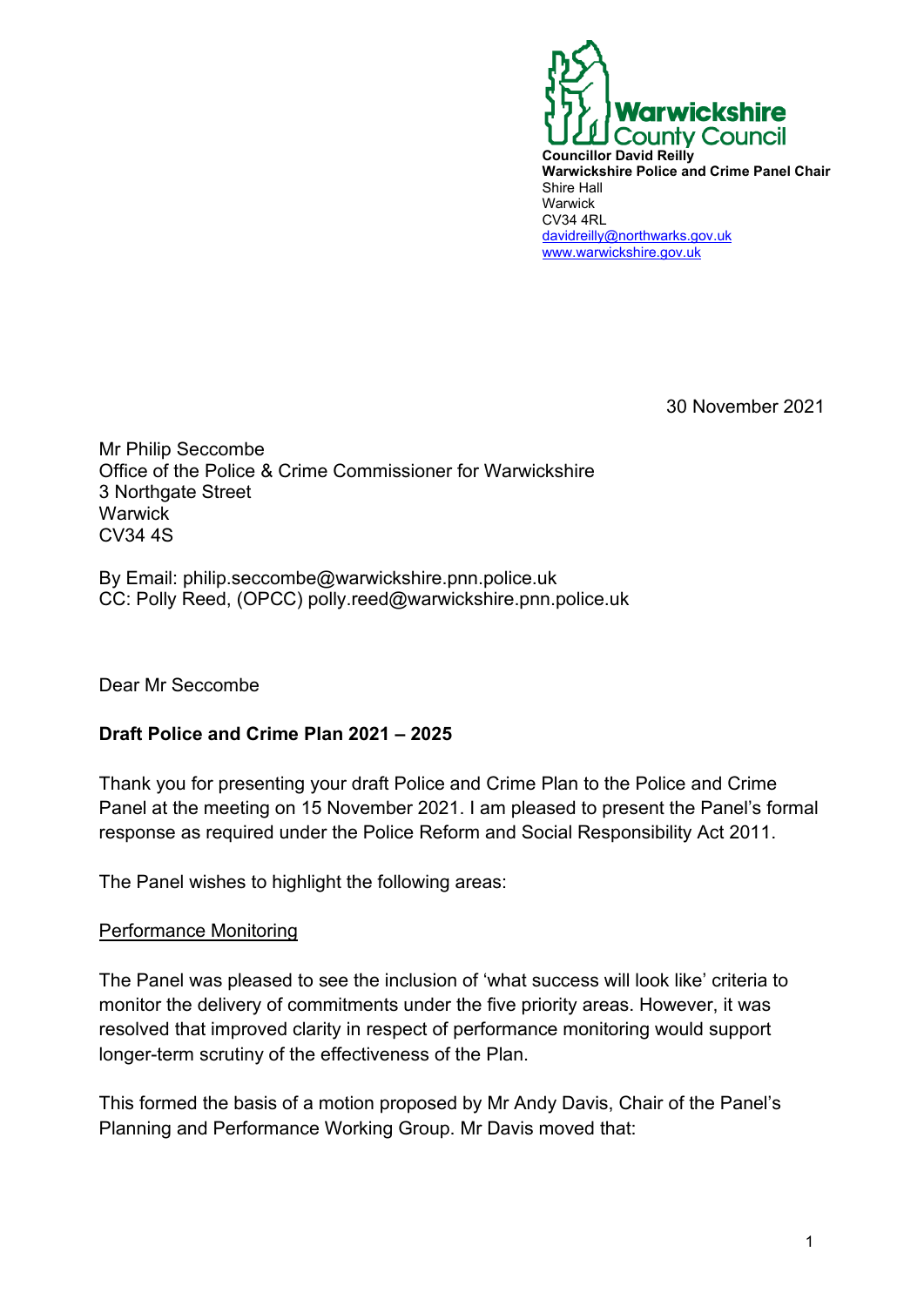**Warwickshire County Council**

**Councillor David Reilly**
**Warwickshire Police and Crime Panel Chair**
Shire Hall
Warwick
CV34 4RL
davidreilly@northwarks.gov.uk
www.warwickshire.gov.uk

30 November 2021

Mr Philip Seccombe
Office of the Police & Crime Commissioner for Warwickshire
3 Northgate Street
Warwick
CV34 4S

By Email: philip.seccombe@warwickshire.pnn.police.uk
CC: Polly Reed, (OPCC) polly.reed@warwickshire.pnn.police.uk

Dear Mr Seccombe

**Draft Police and Crime Plan 2021 – 2025**

Thank you for presenting your draft Police and Crime Plan to the Police and Crime Panel at the meeting on 15 November 2021. I am pleased to present the Panel's formal response as required under the Police Reform and Social Responsibility Act 2011.

The Panel wishes to highlight the following areas:

<u>Performance Monitoring</u>

The Panel was pleased to see the inclusion of 'what success will look like' criteria to monitor the delivery of commitments under the five priority areas. However, it was resolved that improved clarity in respect of performance monitoring would support longer-term scrutiny of the effectiveness of the Plan.

This formed the basis of a motion proposed by Mr Andy Davis, Chair of the Panel's Planning and Performance Working Group. Mr Davis moved that: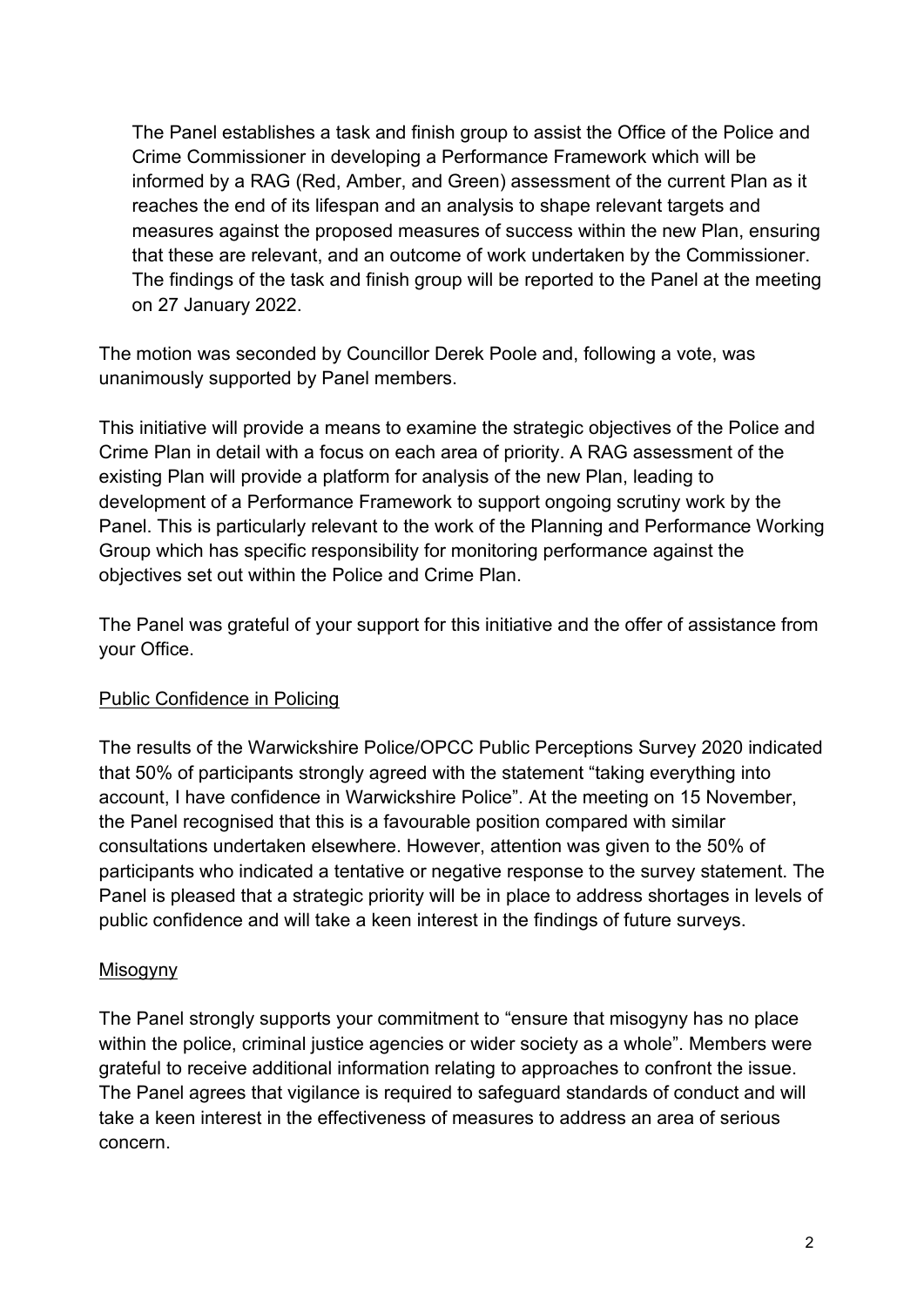> The Panel establishes a task and finish group to assist the Office of the Police and Crime Commissioner in developing a Performance Framework which will be informed by a RAG (Red, Amber, and Green) assessment of the current Plan as it reaches the end of its lifespan and an analysis to shape relevant targets and measures against the proposed measures of success within the new Plan, ensuring that these are relevant, and an outcome of work undertaken by the Commissioner. The findings of the task and finish group will be reported to the Panel at the meeting on 27 January 2022.

The motion was seconded by Councillor Derek Poole and, following a vote, was unanimously supported by Panel members.

This initiative will provide a means to examine the strategic objectives of the Police and Crime Plan in detail with a focus on each area of priority. A RAG assessment of the existing Plan will provide a platform for analysis of the new Plan, leading to development of a Performance Framework to support ongoing scrutiny work by the Panel. This is particularly relevant to the work of the Planning and Performance Working Group which has specific responsibility for monitoring performance against the objectives set out within the Police and Crime Plan.

The Panel was grateful of your support for this initiative and the offer of assistance from your Office.

<u>Public Confidence in Policing</u>

The results of the Warwickshire Police/OPCC Public Perceptions Survey 2020 indicated that 50% of participants strongly agreed with the statement "taking everything into account, I have confidence in Warwickshire Police". At the meeting on 15 November, the Panel recognised that this is a favourable position compared with similar consultations undertaken elsewhere. However, attention was given to the 50% of participants who indicated a tentative or negative response to the survey statement. The Panel is pleased that a strategic priority will be in place to address shortages in levels of public confidence and will take a keen interest in the findings of future surveys.

<u>Misogyny</u>

The Panel strongly supports your commitment to "ensure that misogyny has no place within the police, criminal justice agencies or wider society as a whole". Members were grateful to receive additional information relating to approaches to confront the issue. The Panel agrees that vigilance is required to safeguard standards of conduct and will take a keen interest in the effectiveness of measures to address an area of serious concern.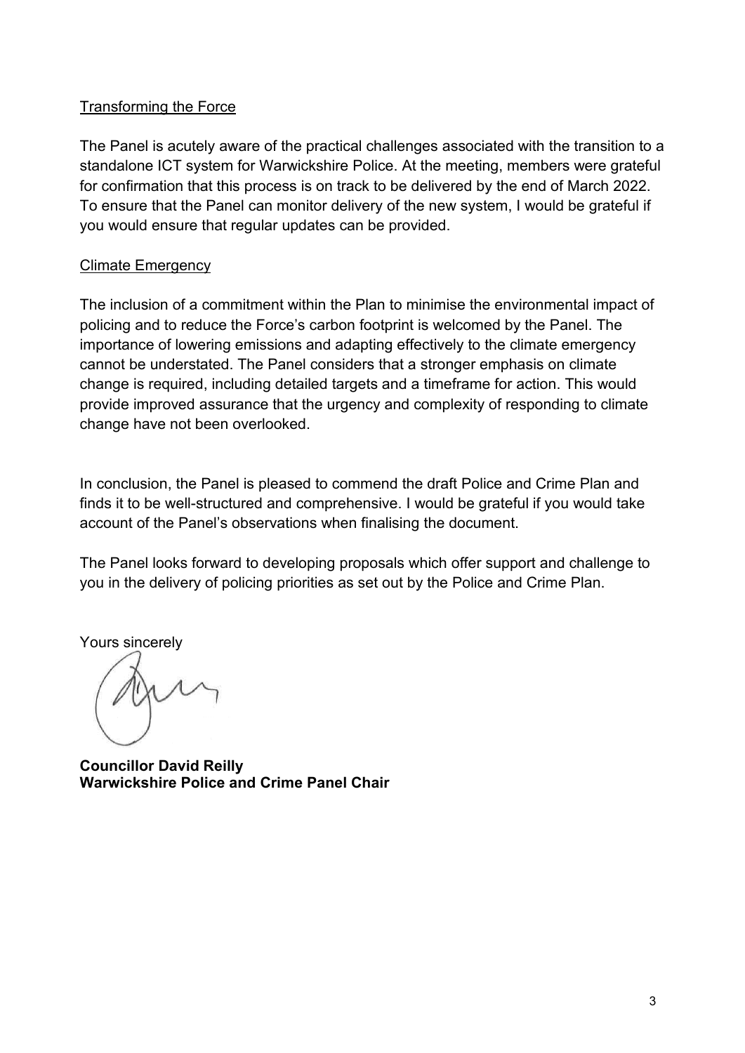Transforming the Force

The Panel is acutely aware of the practical challenges associated with the transition to a standalone ICT system for Warwickshire Police. At the meeting, members were grateful for confirmation that this process is on track to be delivered by the end of March 2022. To ensure that the Panel can monitor delivery of the new system, I would be grateful if you would ensure that regular updates can be provided.

Climate Emergency

The inclusion of a commitment within the Plan to minimise the environmental impact of policing and to reduce the Force's carbon footprint is welcomed by the Panel. The importance of lowering emissions and adapting effectively to the climate emergency cannot be understated. The Panel considers that a stronger emphasis on climate change is required, including detailed targets and a timeframe for action. This would provide improved assurance that the urgency and complexity of responding to climate change have not been overlooked.

In conclusion, the Panel is pleased to commend the draft Police and Crime Plan and finds it to be well-structured and comprehensive. I would be grateful if you would take account of the Panel's observations when finalising the document.

The Panel looks forward to developing proposals which offer support and challenge to you in the delivery of policing priorities as set out by the Police and Crime Plan.

Yours sincerely

**Councillor David Reilly**
**Warwickshire Police and Crime Panel Chair**